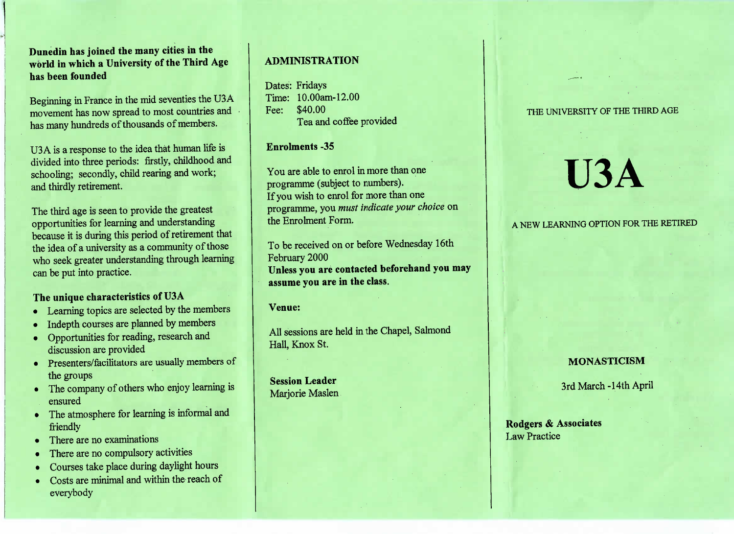**Dunedin has joined the many cities in the world in which a University of the Third Age has been founded**

Beginning in France in the mid seventies the U3A movement has now spread to most countries and has many hundreds of thousands of members.

U3A is a response to the idea that human life is divided into three periods: firstly, childhood and schooling; secondly, child rearing and work; and thirdly retirement.

The third age is seen to provide the greatest opportunities for learning and understanding because it is during this period of retirement that the idea of a university as a community of those who seek greater understanding through learning can be put into practice.

### The unique characteristics of U3A

- Learning topics are selected by the members
- Indepth courses are planned by members
- Opportunities for reading, research and discussion are provided
- Presenters/facilitators are usually members of the groups
- The company of others who enjoy learning is ensured
- The atmosphere for learning is informal and friendly
- There are no examinations
- There are no compulsory activities
- Courses take place during daylight hours
- Costs are minimal and within the reach of everybody

## ADMINISTRATION

Dates: Fridays
Time: 10.00am-12.00
Fee: $40.00
Tea and coffee provided

**Enrolments -35**

You are able to enrol in more than one programme (subject to numbers).
If you wish to enrol for more than one programme, you *must indicate your choice* on the Enrolment Form.

To be received on or before Wednesday 16th February 2000
**Unless you are contacted beforehand you may assume you are in the class.**

**Venue:**

All sessions are held in the Chapel, Salmond Hall, Knox St.

**Session Leader**
Marjorie Maslen

THE UNIVERSITY OF THE THIRD AGE

# U3A

A NEW LEARNING OPTION FOR THE RETIRED

**MONASTICISM**

3rd March -14th April

**Rodgers & Associates**
Law Practice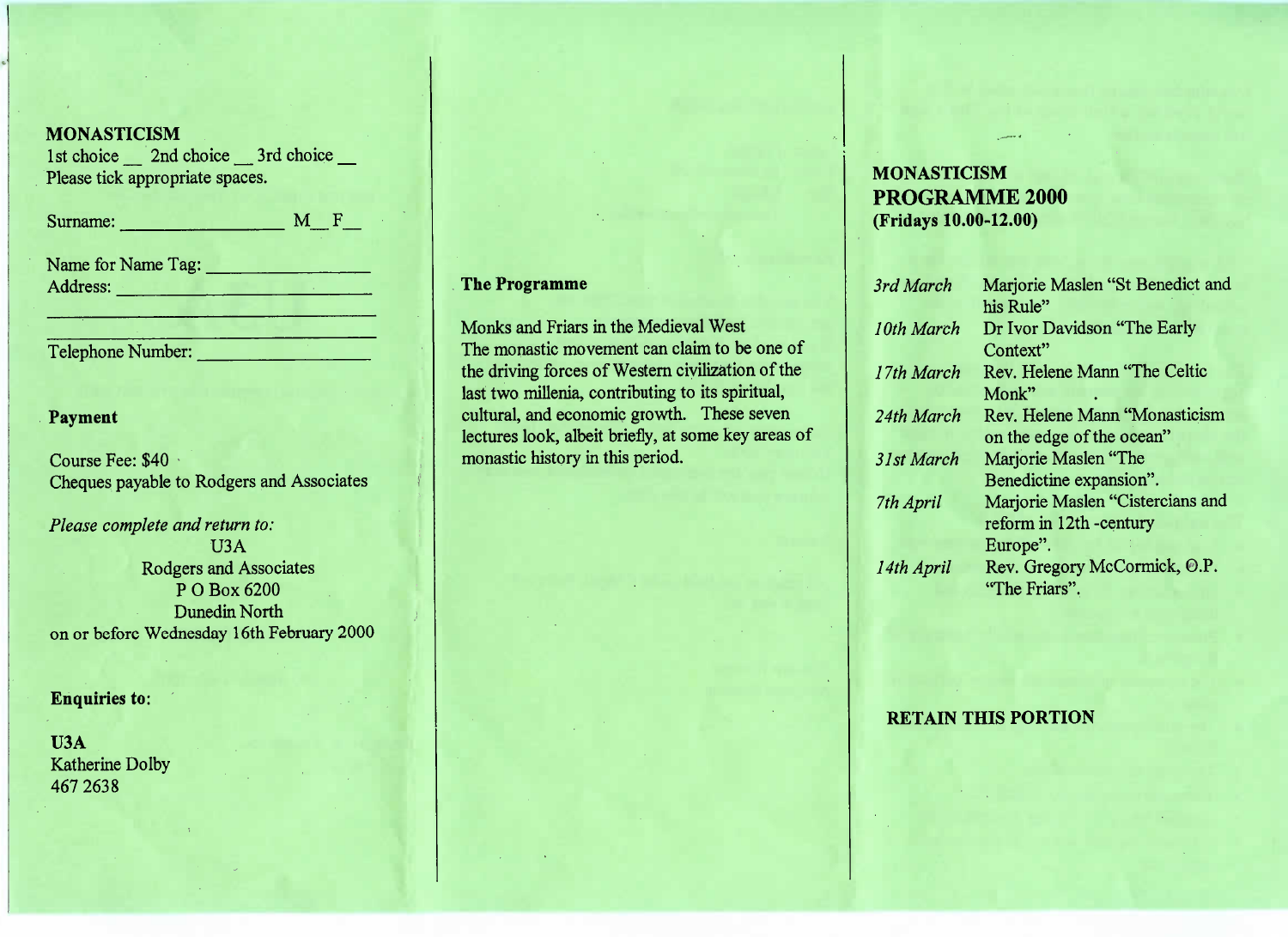**MONASTICISM**

1st choice __ 2nd choice __ 3rd choice __
Please tick appropriate spaces.

Surname: ________________ M__ F__

Name for Name Tag: ________________
Address: ________________

________________

________________

Telephone Number: ________________

**Payment**

Course Fee: $40
Cheques payable to Rodgers and Associates

*Please complete and return to:*
U3A
Rodgers and Associates
P O Box 6200
Dunedin North
on or before Wednesday 16th February 2000

**Enquiries to:**

**U3A**
Katherine Dolby
467 2638

**The Programme**

Monks and Friars in the Medieval West
The monastic movement can claim to be one of the driving forces of Western civilization of the last two millenia, contributing to its spiritual, cultural, and economic growth. These seven lectures look, albeit briefly, at some key areas of monastic history in this period.

**MONASTICISM**
**PROGRAMME 2000**
**(Fridays 10.00-12.00)**

| | |
|---|---|
| *3rd March* | Marjorie Maslen "St Benedict and his Rule" |
| *10th March* | Dr Ivor Davidson "The Early Context" |
| *17th March* | Rev. Helene Mann "The Celtic Monk" |
| *24th March* | Rev. Helene Mann "Monasticism on the edge of the ocean" |
| *31st March* | Marjorie Maslen "The Benedictine expansion". |
| *7th April* | Marjorie Maslen "Cistercians and reform in 12th -century Europe". |
| *14th April* | Rev. Gregory McCormick, O.P. "The Friars". |

**RETAIN THIS PORTION**